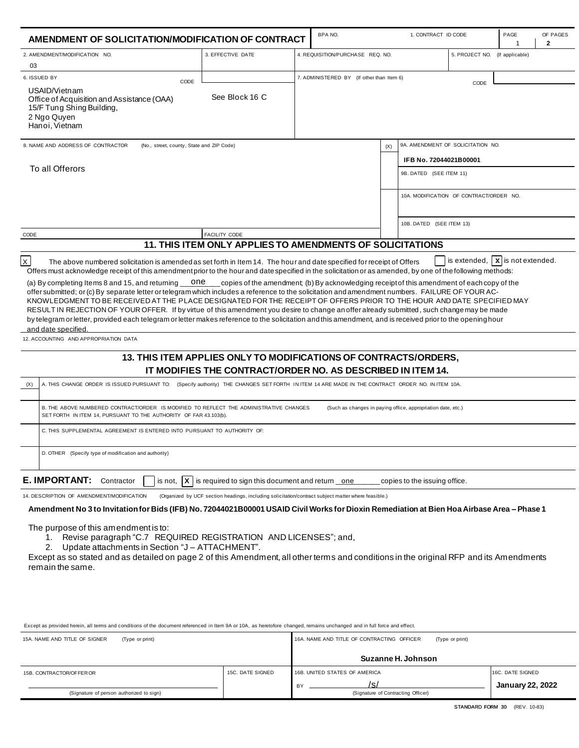# AMENDMENT OF SOLICITATION/MODIFICATION OF CONTRACT

| BPA NO. | 1. CONTRACT ID CODE | PAGE | OF PAGES |
|---|---|---|---|
| | | 1 | 2 |

| 2. AMENDMENT/MODIFICATION NO. | 3. EFFECTIVE DATE | 4. REQUISITION/PURCHASE REQ. NO. | 5. PROJECT NO. (If applicable) |
|---|---|---|---|
| 03 | | | |

| 6. ISSUED BY CODE | | 7. ADMINISTERED BY (If other than Item 6) CODE |
|---|---|---|
| USAID/Vietnam<br>Office of Acquisition and Assistance (OAA)<br>15/F Tung Shing Building,<br>2 Ngo Quyen<br>Hanoi, Vietnam | See Block 16 C | |

| 8. NAME AND ADDRESS OF CONTRACTOR (No., street, county, State and ZIP Code) | (X) | |
|---|---|---|
| To all Offerors | | 9A. AMENDMENT OF SOLICITATION NO.<br>**IFB No. 72044021B00001** |
| | | 9B. DATED (SEE ITEM 11) |
| | | 10A. MODIFICATION OF CONTRACT/ORDER NO. |
| | | 10B. DATED (SEE ITEM 13) |
| CODE / FACILITY CODE | | |

## 11. THIS ITEM ONLY APPLIES TO AMENDMENTS OF SOLICITATIONS

[X] The above numbered solicitation is amended as set forth in Item 14. The hour and date specified for receipt of Offers [ ] is extended, [X] is not extended.

Offers must acknowledge receipt of this amendment prior to the hour and date specified in the solicitation or as amended, by one of the following methods:

(a) By completing Items 8 and 15, and returning __one___ copies of the amendment; (b) By acknowledging receipt of this amendment on each copy of the offer submitted; or (c) By separate letter or telegram which includes a reference to the solicitation and amendment numbers. FAILURE OF YOUR ACKNOWLEDGMENT TO BE RECEIVED AT THE PLACE DESIGNATED FOR THE RECEIPT OF OFFERS PRIOR TO THE HOUR AND DATE SPECIFIED MAY RESULT IN REJECTION OF YOUR OFFER. If by virtue of this amendment you desire to change an offer already submitted, such change may be made by telegram or letter, provided each telegram or letter makes reference to the solicitation and this amendment, and is received prior to the opening hour and date specified.

12. ACCOUNTING AND APPROPRIATION DATA

## 13. THIS ITEM APPLIES ONLY TO MODIFICATIONS OF CONTRACTS/ORDERS, IT MODIFIES THE CONTRACT/ORDER NO. AS DESCRIBED IN ITEM 14.

| (X) | |
|---|---|
| | A. THIS CHANGE ORDER IS ISSUED PURSUANT TO: (Specify authority) THE CHANGES SET FORTH IN ITEM 14 ARE MADE IN THE CONTRACT ORDER NO. IN ITEM 10A. |
| | B. THE ABOVE NUMBERED CONTRACT/ORDER IS MODIFIED TO REFLECT THE ADMINISTRATIVE CHANGES (Such as changes in paying office, appropriation date, etc.) SET FORTH IN ITEM 14, PURSUANT TO THE AUTHORITY OF FAR 43.103(b). |
| | C. THIS SUPPLEMENTAL AGREEMENT IS ENTERED INTO PURSUANT TO AUTHORITY OF: |
| | D. OTHER (Specify type of modification and authority) |

**E. IMPORTANT:** Contractor [ ] is not, [X] is required to sign this document and return _one_ copies to the issuing office.

14. DESCRIPTION OF AMENDMENT/MODIFICATION (Organized by UCF section headings, including solicitation/contract subject matter where feasible.)

**Amendment No 3 to Invitation for Bids (IFB) No. 72044021B00001 USAID Civil Works for Dioxin Remediation at Bien Hoa Airbase Area – Phase 1**

The purpose of this amendment is to:

1. Revise paragraph "C.7 REQUIRED REGISTRATION AND LICENSES"; and,
2. Update attachments in Section "J – ATTACHMENT".

Except as so stated and as detailed on page 2 of this Amendment, all other terms and conditions in the original RFP and its Amendments remain the same.

Except as provided herein, all terms and conditions of the document referenced in Item 9A or 10A, as heretofore changed, remains unchanged and in full force and effect.

| 15A. NAME AND TITLE OF SIGNER (Type or print) | | 16A. NAME AND TITLE OF CONTRACTING OFFICER (Type or print) | |
|---|---|---|---|
| | | **Suzanne H. Johnson** | |
| 15B. CONTRACTOR/OFFEROR | 15C. DATE SIGNED | 16B. UNITED STATES OF AMERICA | 16C. DATE SIGNED |
| (Signature of person authorized to sign) | | BY /s/<br>(Signature of Contracting Officer) | **January 22, 2022** |

STANDARD FORM 30 (REV. 10-83)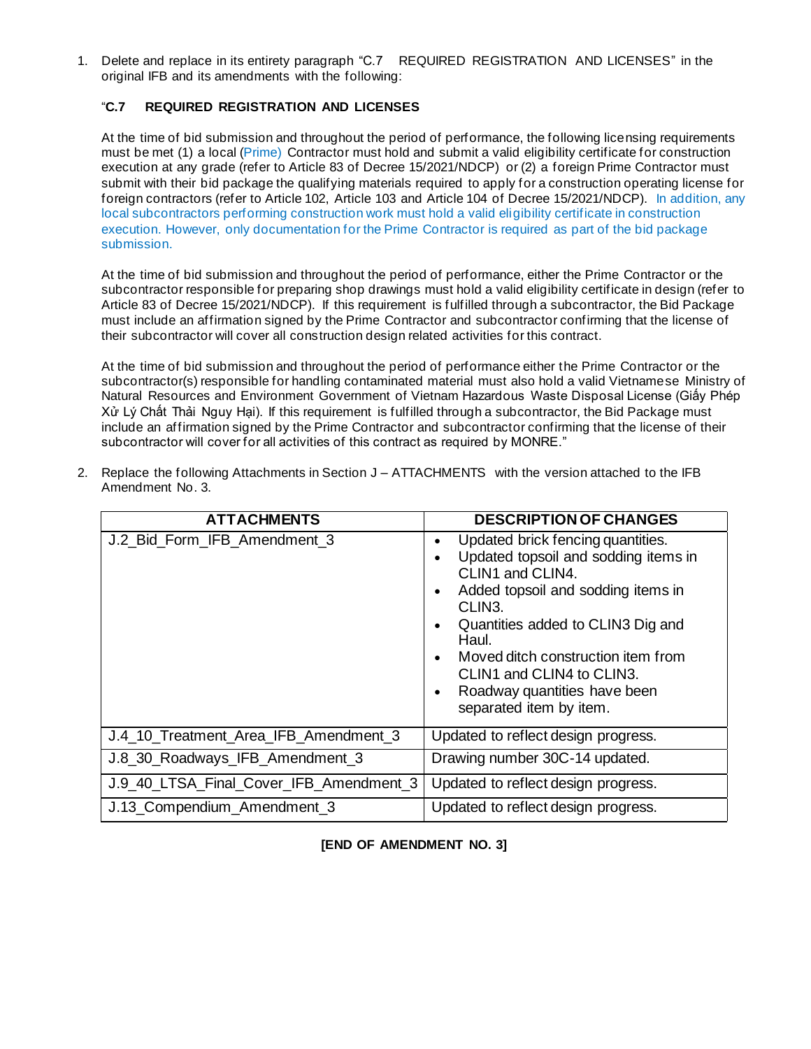1. Delete and replace in its entirety paragraph "C.7 REQUIRED REGISTRATION AND LICENSES" in the original IFB and its amendments with the following:

   "**C.7 REQUIRED REGISTRATION AND LICENSES**

   At the time of bid submission and throughout the period of performance, the following licensing requirements must be met (1) a local (Prime) Contractor must hold and submit a valid eligibility certificate for construction execution at any grade (refer to Article 83 of Decree 15/2021/NDCP) or (2) a foreign Prime Contractor must submit with their bid package the qualifying materials required to apply for a construction operating license for foreign contractors (refer to Article 102, Article 103 and Article 104 of Decree 15/2021/NDCP). In addition, any local subcontractors performing construction work must hold a valid eligibility certificate in construction execution. However, only documentation for the Prime Contractor is required as part of the bid package submission.

   At the time of bid submission and throughout the period of performance, either the Prime Contractor or the subcontractor responsible for preparing shop drawings must hold a valid eligibility certificate in design (refer to Article 83 of Decree 15/2021/NDCP). If this requirement is fulfilled through a subcontractor, the Bid Package must include an affirmation signed by the Prime Contractor and subcontractor confirming that the license of their subcontractor will cover all construction design related activities for this contract.

   At the time of bid submission and throughout the period of performance either the Prime Contractor or the subcontractor(s) responsible for handling contaminated material must also hold a valid Vietnamese Ministry of Natural Resources and Environment Government of Vietnam Hazardous Waste Disposal License (Giấy Phép Xử Lý Chất Thải Nguy Hại). If this requirement is fulfilled through a subcontractor, the Bid Package must include an affirmation signed by the Prime Contractor and subcontractor confirming that the license of their subcontractor will cover for all activities of this contract as required by MONRE."

2. Replace the following Attachments in Section J – ATTACHMENTS with the version attached to the IFB Amendment No. 3.

| ATTACHMENTS | DESCRIPTION OF CHANGES |
|---|---|
| J.2_Bid_Form_IFB_Amendment_3 | • Updated brick fencing quantities.<br>• Updated topsoil and sodding items in CLIN1 and CLIN4.<br>• Added topsoil and sodding items in CLIN3.<br>• Quantities added to CLIN3 Dig and Haul.<br>• Moved ditch construction item from CLIN1 and CLIN4 to CLIN3.<br>• Roadway quantities have been separated item by item. |
| J.4_10_Treatment_Area_IFB_Amendment_3 | Updated to reflect design progress. |
| J.8_30_Roadways_IFB_Amendment_3 | Drawing number 30C-14 updated. |
| J.9_40_LTSA_Final_Cover_IFB_Amendment_3 | Updated to reflect design progress. |
| J.13_Compendium_Amendment_3 | Updated to reflect design progress. |

**[END OF AMENDMENT NO. 3]**